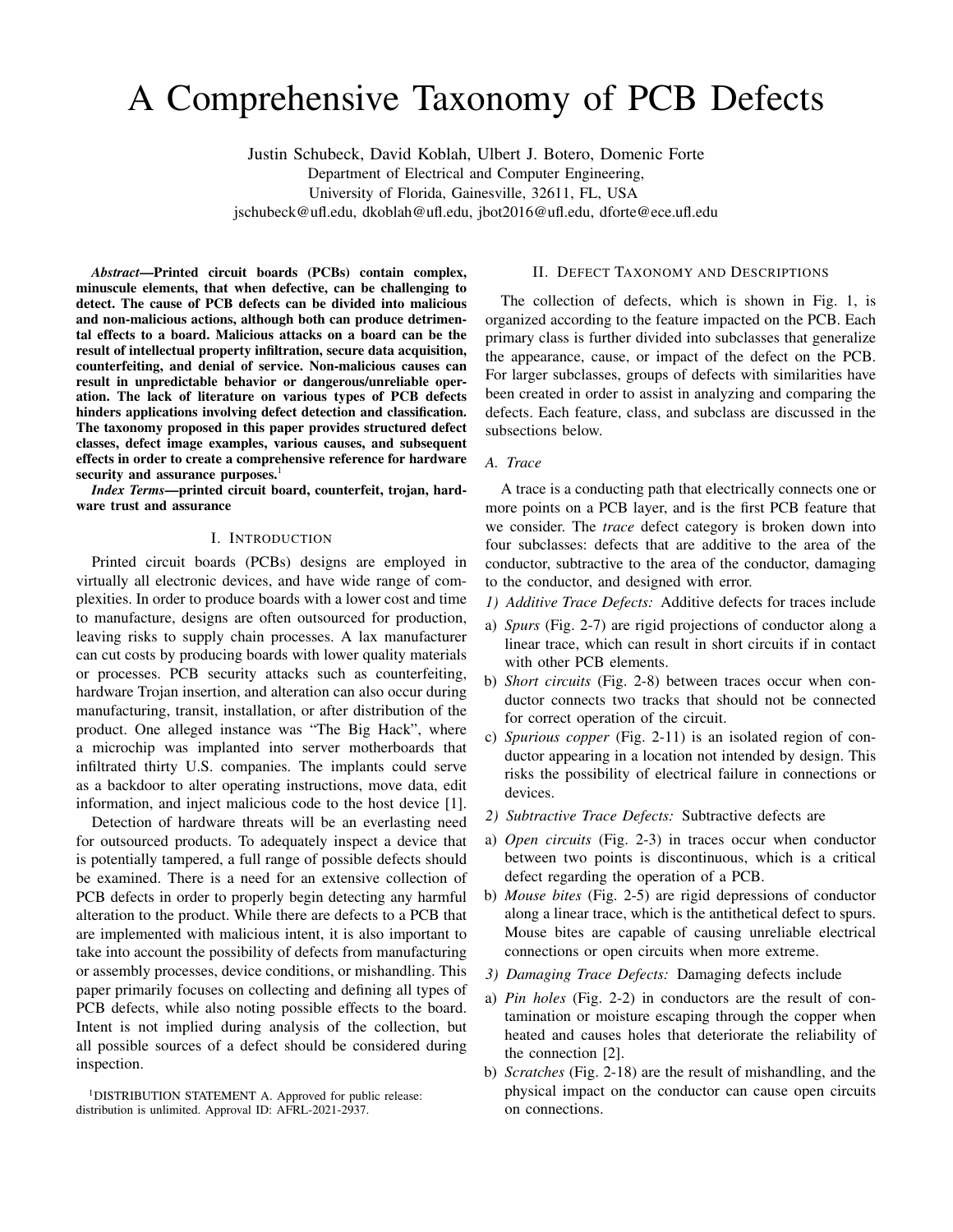# A Comprehensive Taxonomy of PCB Defects

Justin Schubeck, David Koblah, Ulbert J. Botero, Domenic Forte
Department of Electrical and Computer Engineering,
University of Florida, Gainesville, 32611, FL, USA
jschubeck@ufl.edu, dkoblah@ufl.edu, jbot2016@ufl.edu, dforte@ece.ufl.edu

***Abstract*—Printed circuit boards (PCBs) contain complex, minuscule elements, that when defective, can be challenging to detect. The cause of PCB defects can be divided into malicious and non-malicious actions, although both can produce detrimental effects to a board. Malicious attacks on a board can be the result of intellectual property infiltration, secure data acquisition, counterfeiting, and denial of service. Non-malicious causes can result in unpredictable behavior or dangerous/unreliable operation. The lack of literature on various types of PCB defects hinders applications involving defect detection and classification. The taxonomy proposed in this paper provides structured defect classes, defect image examples, various causes, and subsequent effects in order to create a comprehensive reference for hardware security and assurance purposes.**[1]

***Index Terms*—printed circuit board, counterfeit, trojan, hardware trust and assurance**

## I. Introduction

Printed circuit boards (PCBs) designs are employed in virtually all electronic devices, and have wide range of complexities. In order to produce boards with a lower cost and time to manufacture, designs are often outsourced for production, leaving risks to supply chain processes. A lax manufacturer can cut costs by producing boards with lower quality materials or processes. PCB security attacks such as counterfeiting, hardware Trojan insertion, and alteration can also occur during manufacturing, transit, installation, or after distribution of the product. One alleged instance was "The Big Hack", where a microchip was implanted into server motherboards that infiltrated thirty U.S. companies. The implants could serve as a backdoor to alter operating instructions, move data, edit information, and inject malicious code to the host device [1].

Detection of hardware threats will be an everlasting need for outsourced products. To adequately inspect a device that is potentially tampered, a full range of possible defects should be examined. There is a need for an extensive collection of PCB defects in order to properly begin detecting any harmful alteration to the product. While there are defects to a PCB that are implemented with malicious intent, it is also important to take into account the possibility of defects from manufacturing or assembly processes, device conditions, or mishandling. This paper primarily focuses on collecting and defining all types of PCB defects, while also noting possible effects to the board. Intent is not implied during analysis of the collection, but all possible sources of a defect should be considered during inspection.

[1]DISTRIBUTION STATEMENT A. Approved for public release: distribution is unlimited. Approval ID: AFRL-2021-2937.

## II. Defect Taxonomy and Descriptions

The collection of defects, which is shown in Fig. 1, is organized according to the feature impacted on the PCB. Each primary class is further divided into subclasses that generalize the appearance, cause, or impact of the defect on the PCB. For larger subclasses, groups of defects with similarities have been created in order to assist in analyzing and comparing the defects. Each feature, class, and subclass are discussed in the subsections below.

### A. Trace

A trace is a conducting path that electrically connects one or more points on a PCB layer, and is the first PCB feature that we consider. The *trace* defect category is broken down into four subclasses: defects that are additive to the area of the conductor, subtractive to the area of the conductor, damaging to the conductor, and designed with error.

*1) Additive Trace Defects:* Additive defects for traces include

a) *Spurs* (Fig. 2-7) are rigid projections of conductor along a linear trace, which can result in short circuits if in contact with other PCB elements.
b) *Short circuits* (Fig. 2-8) between traces occur when conductor connects two tracks that should not be connected for correct operation of the circuit.
c) *Spurious copper* (Fig. 2-11) is an isolated region of conductor appearing in a location not intended by design. This risks the possibility of electrical failure in connections or devices.

*2) Subtractive Trace Defects:* Subtractive defects are

a) *Open circuits* (Fig. 2-3) in traces occur when conductor between two points is discontinuous, which is a critical defect regarding the operation of a PCB.
b) *Mouse bites* (Fig. 2-5) are rigid depressions of conductor along a linear trace, which is the antithetical defect to spurs. Mouse bites are capable of causing unreliable electrical connections or open circuits when more extreme.

*3) Damaging Trace Defects:* Damaging defects include

a) *Pin holes* (Fig. 2-2) in conductors are the result of contamination or moisture escaping through the copper when heated and causes holes that deteriorate the reliability of the connection [2].
b) *Scratches* (Fig. 2-18) are the result of mishandling, and the physical impact on the conductor can cause open circuits on connections.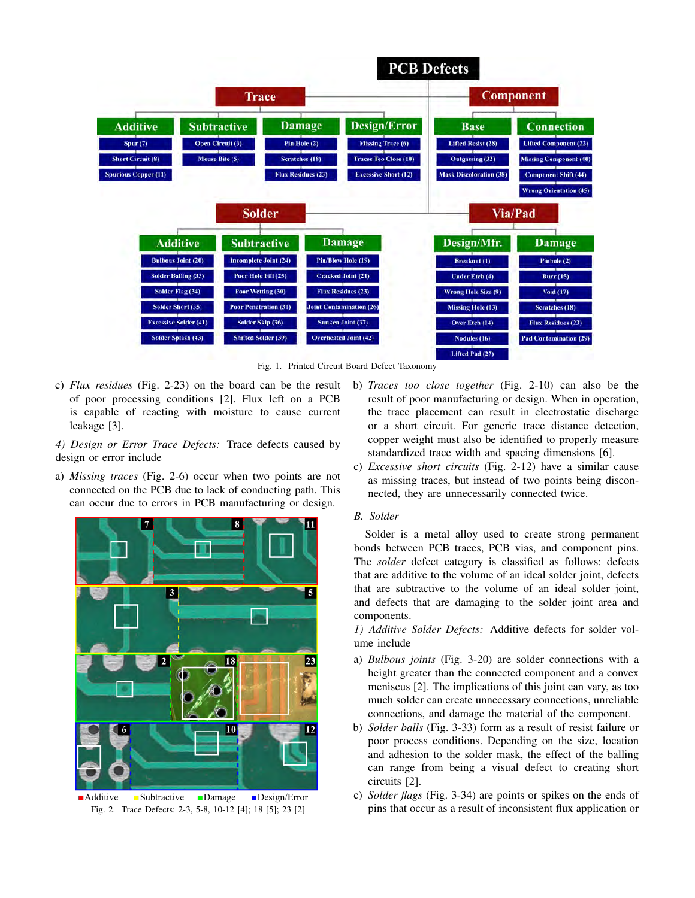PCB Defects

Trace

Additive
Spur (7)
Short Circuit (8)
Spurious Copper (11)

Subtractive
Open Circuit (3)
Mouse Bite (5)

Damage
Pin Hole (2)
Scratches (18)
Flux Residues (23)

Design/Error
Missing Trace (6)
Traces Too Close (10)
Excessive Short (12)

Component

Base
Lifted Resist (28)
Outgassing (32)
Mask Discoloration (38)

Connection
Lifted Component (22)
Missing Component (40)
Component Shift (44)
Wrong Orientation (45)

Solder

Additive
Bulbous Joint (20)
Solder Balling (33)
Solder Flag (34)
Solder Short (35)
Excessive Solder (41)
Solder Splash (43)

Subtractive
Incomplete Joint (24)
Poor Hole Fill (25)
Poor Wetting (30)
Poor Penetration (31)
Solder Skip (36)
Shifted Solder (39)

Damage
Pin/Blow Hole (19)
Cracked Joint (21)
Flux Residues (23)
Joint Contamination (26)
Sunken Joint (37)
Overheated Joint (42)

Via/Pad

Design/Mfr.
Breakout (1)
Under Etch (4)
Wrong Hole Size (9)
Missing Hole (13)
Over Etch (14)
Nodules (16)
Lifted Pad (27)

Damage
Pinhole (2)
Burr (15)
Void (17)
Scratches (18)
Flux Residues (23)
Pad Contamination (29)

Fig. 1. Printed Circuit Board Defect Taxonomy

c) *Flux residues* (Fig. 2-23) on the board can be the result of poor processing conditions [2]. Flux left on a PCB is capable of reacting with moisture to cause current leakage [3].

*4) Design or Error Trace Defects:* Trace defects caused by design or error include

a) *Missing traces* (Fig. 2-6) occur when two points are not connected on the PCB due to lack of conducting path. This can occur due to errors in PCB manufacturing or design.

7 8 11 3 5 2 18 23 6 10 12

Additive Subtractive Damage Design/Error

Fig. 2. Trace Defects: 2-3, 5-8, 10-12 [4]; 18 [5]; 23 [2]

b) *Traces too close together* (Fig. 2-10) can also be the result of poor manufacturing or design. When in operation, the trace placement can result in electrostatic discharge or a short circuit. For generic trace distance detection, copper weight must also be identified to properly measure standardized trace width and spacing dimensions [6].

c) *Excessive short circuits* (Fig. 2-12) have a similar cause as missing traces, but instead of two points being disconnected, they are unnecessarily connected twice.

### B. Solder

Solder is a metal alloy used to create strong permanent bonds between PCB traces, PCB vias, and component pins. The *solder* defect category is classified as follows: defects that are additive to the volume of an ideal solder joint, defects that are subtractive to the volume of an ideal solder joint, and defects that are damaging to the solder joint area and components.

*1) Additive Solder Defects:* Additive defects for solder volume include

a) *Bulbous joints* (Fig. 3-20) are solder connections with a height greater than the connected component and a convex meniscus [2]. The implications of this joint can vary, as too much solder can create unnecessary connections, unreliable connections, and damage the material of the component.

b) *Solder balls* (Fig. 3-33) form as a result of resist failure or poor process conditions. Depending on the size, location and adhesion to the solder mask, the effect of the balling can range from being a visual defect to creating short circuits [2].

c) *Solder flags* (Fig. 3-34) are points or spikes on the ends of pins that occur as a result of inconsistent flux application or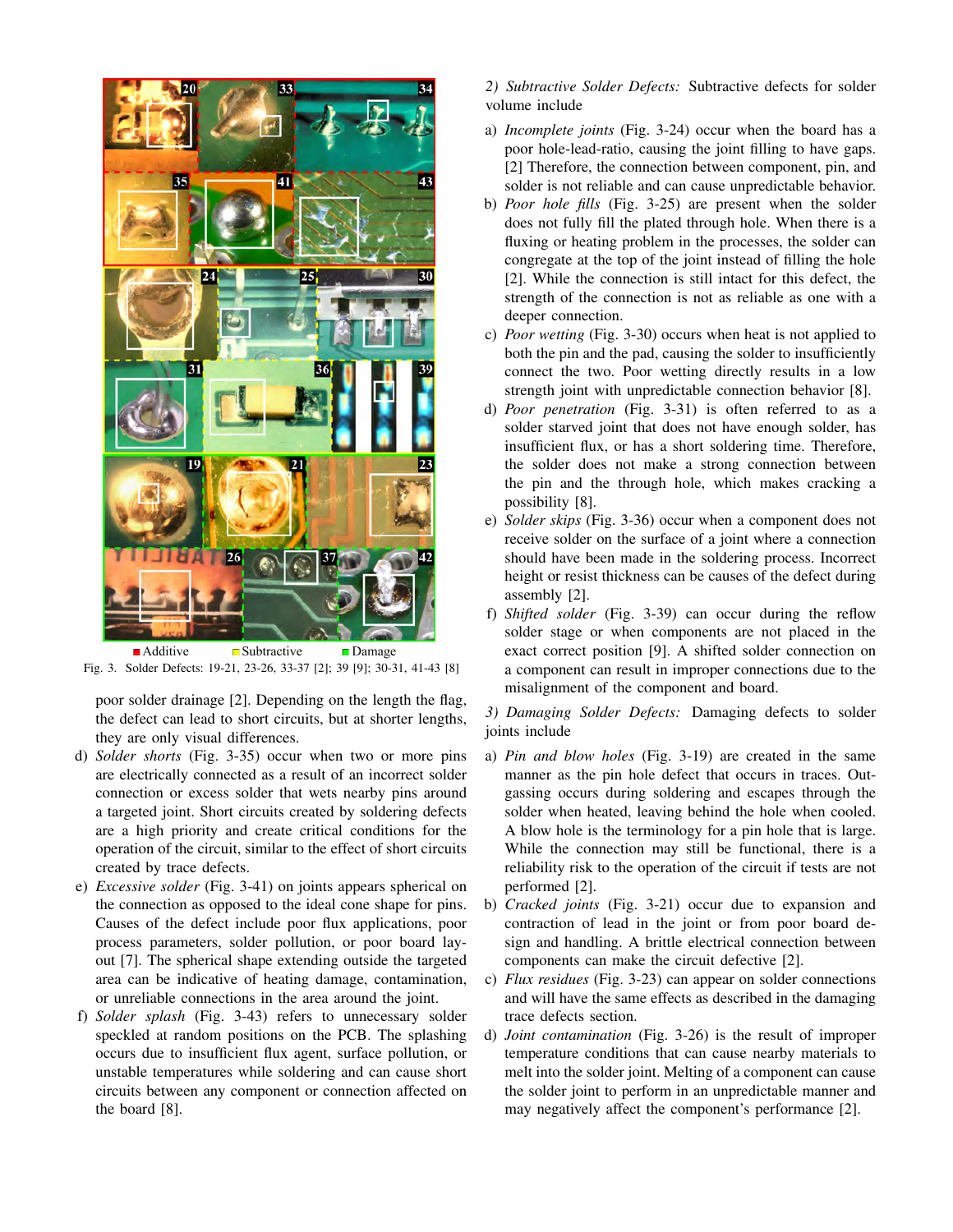■ Additive ■ Subtractive ■ Damage

Fig. 3. Solder Defects: 19-21, 23-26, 33-37 [2]; 39 [9]; 30-31, 41-43 [8]

poor solder drainage [2]. Depending on the length the flag, the defect can lead to short circuits, but at shorter lengths, they are only visual differences.

d) *Solder shorts* (Fig. 3-35) occur when two or more pins are electrically connected as a result of an incorrect solder connection or excess solder that wets nearby pins around a targeted joint. Short circuits created by soldering defects are a high priority and create critical conditions for the operation of the circuit, similar to the effect of short circuits created by trace defects.
e) *Excessive solder* (Fig. 3-41) on joints appears spherical on the connection as opposed to the ideal cone shape for pins. Causes of the defect include poor flux applications, poor process parameters, solder pollution, or poor board layout [7]. The spherical shape extending outside the targeted area can be indicative of heating damage, contamination, or unreliable connections in the area around the joint.
f) *Solder splash* (Fig. 3-43) refers to unnecessary solder speckled at random positions on the PCB. The splashing occurs due to insufficient flux agent, surface pollution, or unstable temperatures while soldering and can cause short circuits between any component or connection affected on the board [8].

*2) Subtractive Solder Defects:* Subtractive defects for solder volume include

a) *Incomplete joints* (Fig. 3-24) occur when the board has a poor hole-lead-ratio, causing the joint filling to have gaps. [2] Therefore, the connection between component, pin, and solder is not reliable and can cause unpredictable behavior.
b) *Poor hole fills* (Fig. 3-25) are present when the solder does not fully fill the plated through hole. When there is a fluxing or heating problem in the processes, the solder can congregate at the top of the joint instead of filling the hole [2]. While the connection is still intact for this defect, the strength of the connection is not as reliable as one with a deeper connection.
c) *Poor wetting* (Fig. 3-30) occurs when heat is not applied to both the pin and the pad, causing the solder to insufficiently connect the two. Poor wetting directly results in a low strength joint with unpredictable connection behavior [8].
d) *Poor penetration* (Fig. 3-31) is often referred to as a solder starved joint that does not have enough solder, has insufficient flux, or has a short soldering time. Therefore, the solder does not make a strong connection between the pin and the through hole, which makes cracking a possibility [8].
e) *Solder skips* (Fig. 3-36) occur when a component does not receive solder on the surface of a joint where a connection should have been made in the soldering process. Incorrect height or resist thickness can be causes of the defect during assembly [2].
f) *Shifted solder* (Fig. 3-39) can occur during the reflow solder stage or when components are not placed in the exact correct position [9]. A shifted solder connection on a component can result in improper connections due to the misalignment of the component and board.

*3) Damaging Solder Defects:* Damaging defects to solder joints include

a) *Pin and blow holes* (Fig. 3-19) are created in the same manner as the pin hole defect that occurs in traces. Outgassing occurs during soldering and escapes through the solder when heated, leaving behind the hole when cooled. A blow hole is the terminology for a pin hole that is large. While the connection may still be functional, there is a reliability risk to the operation of the circuit if tests are not performed [2].
b) *Cracked joints* (Fig. 3-21) occur due to expansion and contraction of lead in the joint or from poor board design and handling. A brittle electrical connection between components can make the circuit defective [2].
c) *Flux residues* (Fig. 3-23) can appear on solder connections and will have the same effects as described in the damaging trace defects section.
d) *Joint contamination* (Fig. 3-26) is the result of improper temperature conditions that can cause nearby materials to melt into the solder joint. Melting of a component can cause the solder joint to perform in an unpredictable manner and may negatively affect the component's performance [2].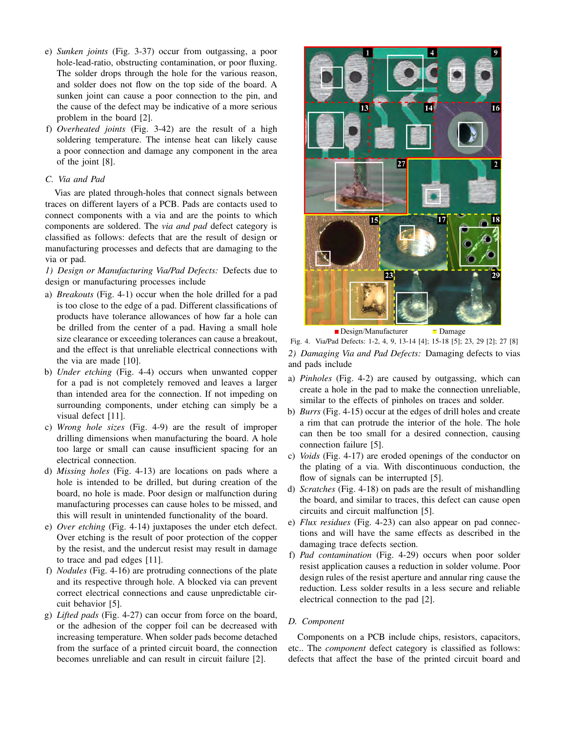e) *Sunken joints* (Fig. 3-37) occur from outgassing, a poor hole-lead-ratio, obstructing contamination, or poor fluxing. The solder drops through the hole for the various reason, and solder does not flow on the top side of the board. A sunken joint can cause a poor connection to the pin, and the cause of the defect may be indicative of a more serious problem in the board [2].

f) *Overheated joints* (Fig. 3-42) are the result of a high soldering temperature. The intense heat can likely cause a poor connection and damage any component in the area of the joint [8].

### C. Via and Pad

Vias are plated through-holes that connect signals between traces on different layers of a PCB. Pads are contacts used to connect components with a via and are the points to which components are soldered. The *via and pad* defect category is classified as follows: defects that are the result of design or manufacturing processes and defects that are damaging to the via or pad.

*1) Design or Manufacturing Via/Pad Defects:* Defects due to design or manufacturing processes include

a) *Breakouts* (Fig. 4-1) occur when the hole drilled for a pad is too close to the edge of a pad. Different classifications of products have tolerance allowances of how far a hole can be drilled from the center of a pad. Having a small hole size clearance or exceeding tolerances can cause a breakout, and the effect is that unreliable electrical connections with the via are made [10].

b) *Under etching* (Fig. 4-4) occurs when unwanted copper for a pad is not completely removed and leaves a larger than intended area for the connection. If not impeding on surrounding components, under etching can simply be a visual defect [11].

c) *Wrong hole sizes* (Fig. 4-9) are the result of improper drilling dimensions when manufacturing the board. A hole too large or small can cause insufficient spacing for an electrical connection.

d) *Missing holes* (Fig. 4-13) are locations on pads where a hole is intended to be drilled, but during creation of the board, no hole is made. Poor design or malfunction during manufacturing processes can cause holes to be missed, and this will result in unintended functionality of the board.

e) *Over etching* (Fig. 4-14) juxtaposes the under etch defect. Over etching is the result of poor protection of the copper by the resist, and the undercut resist may result in damage to trace and pad edges [11].

f) *Nodules* (Fig. 4-16) are protruding connections of the plate and its respective through hole. A blocked via can prevent correct electrical connections and cause unpredictable circuit behavior [5].

g) *Lifted pads* (Fig. 4-27) can occur from force on the board, or the adhesion of the copper foil can be decreased with increasing temperature. When solder pads become detached from the surface of a printed circuit board, the connection becomes unreliable and can result in circuit failure [2].

■ Design/Manufacturer ■ Damage

Fig. 4. Via/Pad Defects: 1-2, 4, 9, 13-14 [4]; 15-18 [5]; 23, 29 [2]; 27 [8]

*2) Damaging Via and Pad Defects:* Damaging defects to vias and pads include

a) *Pinholes* (Fig. 4-2) are caused by outgassing, which can create a hole in the pad to make the connection unreliable, similar to the effects of pinholes on traces and solder.

b) *Burrs* (Fig. 4-15) occur at the edges of drill holes and create a rim that can protrude the interior of the hole. The hole can then be too small for a desired connection, causing connection failure [5].

c) *Voids* (Fig. 4-17) are eroded openings of the conductor on the plating of a via. With discontinuous conduction, the flow of signals can be interrupted [5].

d) *Scratches* (Fig. 4-18) on pads are the result of mishandling the board, and similar to traces, this defect can cause open circuits and circuit malfunction [5].

e) *Flux residues* (Fig. 4-23) can also appear on pad connections and will have the same effects as described in the damaging trace defects section.

f) *Pad contamination* (Fig. 4-29) occurs when poor solder resist application causes a reduction in solder volume. Poor design rules of the resist aperture and annular ring cause the reduction. Less solder results in a less secure and reliable electrical connection to the pad [2].

### D. Component

Components on a PCB include chips, resistors, capacitors, etc.. The *component* defect category is classified as follows: defects that affect the base of the printed circuit board and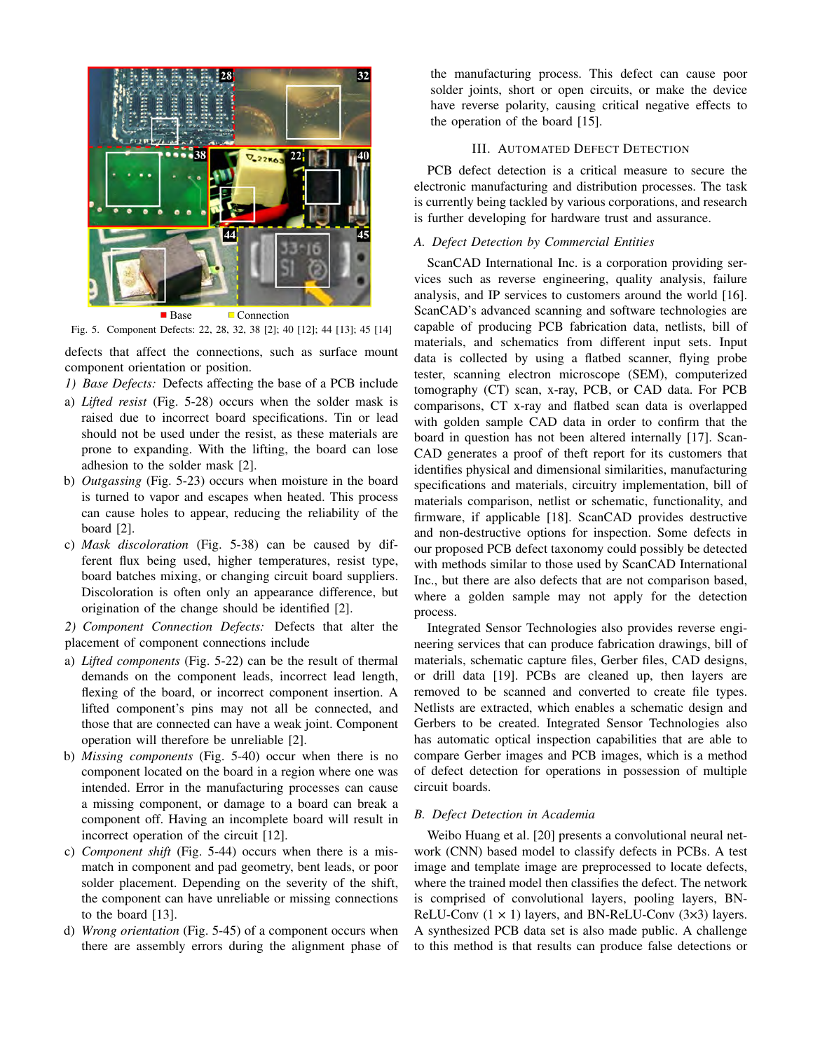■ Base ■ Connection

Fig. 5. Component Defects: 22, 28, 32, 38 [2]; 40 [12]; 44 [13]; 45 [14]

defects that affect the connections, such as surface mount component orientation or position.

*1) Base Defects:* Defects affecting the base of a PCB include

a) *Lifted resist* (Fig. 5-28) occurs when the solder mask is raised due to incorrect board specifications. Tin or lead should not be used under the resist, as these materials are prone to expanding. With the lifting, the board can lose adhesion to the solder mask [2].

b) *Outgassing* (Fig. 5-23) occurs when moisture in the board is turned to vapor and escapes when heated. This process can cause holes to appear, reducing the reliability of the board [2].

c) *Mask discoloration* (Fig. 5-38) can be caused by different flux being used, higher temperatures, resist type, board batches mixing, or changing circuit board suppliers. Discoloration is often only an appearance difference, but origination of the change should be identified [2].

*2) Component Connection Defects:* Defects that alter the placement of component connections include

a) *Lifted components* (Fig. 5-22) can be the result of thermal demands on the component leads, incorrect lead length, flexing of the board, or incorrect component insertion. A lifted component's pins may not all be connected, and those that are connected can have a weak joint. Component operation will therefore be unreliable [2].

b) *Missing components* (Fig. 5-40) occur when there is no component located on the board in a region where one was intended. Error in the manufacturing processes can cause a missing component, or damage to a board can break a component off. Having an incomplete board will result in incorrect operation of the circuit [12].

c) *Component shift* (Fig. 5-44) occurs when there is a mismatch in component and pad geometry, bent leads, or poor solder placement. Depending on the severity of the shift, the component can have unreliable or missing connections to the board [13].

d) *Wrong orientation* (Fig. 5-45) of a component occurs when there are assembly errors during the alignment phase of the manufacturing process. This defect can cause poor solder joints, short or open circuits, or make the device have reverse polarity, causing critical negative effects to the operation of the board [15].

## III. Automated Defect Detection

PCB defect detection is a critical measure to secure the electronic manufacturing and distribution processes. The task is currently being tackled by various corporations, and research is further developing for hardware trust and assurance.

### A. Defect Detection by Commercial Entities

ScanCAD International Inc. is a corporation providing services such as reverse engineering, quality analysis, failure analysis, and IP services to customers around the world [16]. ScanCAD's advanced scanning and software technologies are capable of producing PCB fabrication data, netlists, bill of materials, and schematics from different input sets. Input data is collected by using a flatbed scanner, flying probe tester, scanning electron microscope (SEM), computerized tomography (CT) scan, x-ray, PCB, or CAD data. For PCB comparisons, CT x-ray and flatbed scan data is overlapped with golden sample CAD data in order to confirm that the board in question has not been altered internally [17]. ScanCAD generates a proof of theft report for its customers that identifies physical and dimensional similarities, manufacturing specifications and materials, circuitry implementation, bill of materials comparison, netlist or schematic, functionality, and firmware, if applicable [18]. ScanCAD provides destructive and non-destructive options for inspection. Some defects in our proposed PCB defect taxonomy could possibly be detected with methods similar to those used by ScanCAD International Inc., but there are also defects that are not comparison based, where a golden sample may not apply for the detection process.

Integrated Sensor Technologies also provides reverse engineering services that can produce fabrication drawings, bill of materials, schematic capture files, Gerber files, CAD designs, or drill data [19]. PCBs are cleaned up, then layers are removed to be scanned and converted to create file types. Netlists are extracted, which enables a schematic design and Gerbers to be created. Integrated Sensor Technologies also has automatic optical inspection capabilities that are able to compare Gerber images and PCB images, which is a method of defect detection for operations in possession of multiple circuit boards.

### B. Defect Detection in Academia

Weibo Huang et al. [20] presents a convolutional neural network (CNN) based model to classify defects in PCBs. A test image and template image are preprocessed to locate defects, where the trained model then classifies the defect. The network is comprised of convolutional layers, pooling layers, BN-ReLU-Conv ($1 \times 1$) layers, and BN-ReLU-Conv ($3 \times 3$) layers. A synthesized PCB data set is also made public. A challenge to this method is that results can produce false detections or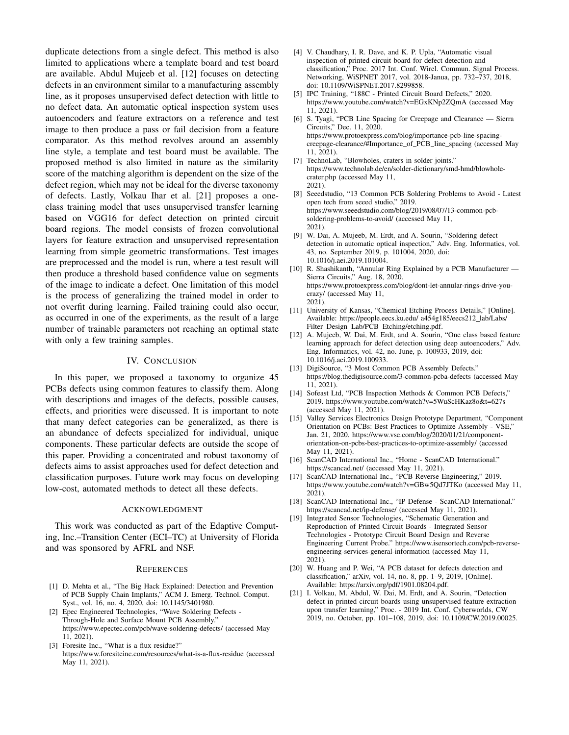duplicate detections from a single defect. This method is also limited to applications where a template board and test board are available. Abdul Mujeeb et al. [12] focuses on detecting defects in an environment similar to a manufacturing assembly line, as it proposes unsupervised defect detection with little to no defect data. An automatic optical inspection system uses autoencoders and feature extractors on a reference and test image to then produce a pass or fail decision from a feature comparator. As this method revolves around an assembly line style, a template and test board must be available. The proposed method is also limited in nature as the similarity score of the matching algorithm is dependent on the size of the defect region, which may not be ideal for the diverse taxonomy of defects. Lastly, Volkau Ihar et al. [21] proposes a one-class training model that uses unsupervised transfer learning based on VGG16 for defect detection on printed circuit board regions. The model consists of frozen convolutional layers for feature extraction and unsupervised representation learning from simple geometric transformations. Test images are preprocessed and the model is run, where a test result will then produce a threshold based confidence value on segments of the image to indicate a defect. One limitation of this model is the process of generalizing the trained model in order to not overfit during learning. Failed training could also occur, as occurred in one of the experiments, as the result of a large number of trainable parameters not reaching an optimal state with only a few training samples.

## IV. Conclusion

In this paper, we proposed a taxonomy to organize 45 PCBs defects using common features to classify them. Along with descriptions and images of the defects, possible causes, effects, and priorities were discussed. It is important to note that many defect categories can be generalized, as there is an abundance of defects specialized for individual, unique components. These particular defects are outside the scope of this paper. Providing a concentrated and robust taxonomy of defects aims to assist approaches used for defect detection and classification purposes. Future work may focus on developing low-cost, automated methods to detect all these defects.

## Acknowledgment

This work was conducted as part of the Edaptive Computing, Inc.–Transition Center (ECI–TC) at University of Florida and was sponsored by AFRL and NSF.

## References

[1] D. Mehta et al., "The Big Hack Explained: Detection and Prevention of PCB Supply Chain Implants," ACM J. Emerg. Technol. Comput. Syst., vol. 16, no. 4, 2020, doi: 10.1145/3401980.

[2] Epec Engineered Technologies, "Wave Soldering Defects - Through-Hole and Surface Mount PCB Assembly." https://www.epectec.com/pcb/wave-soldering-defects/ (accessed May 11, 2021).

[3] Foresite Inc., "What is a flux residue?" https://www.foresiteinc.com/resources/what-is-a-flux-residue (accessed May 11, 2021).

[4] V. Chaudhary, I. R. Dave, and K. P. Upla, "Automatic visual inspection of printed circuit board for defect detection and classification," Proc. 2017 Int. Conf. Wirel. Commun. Signal Process. Networking, WiSPNET 2017, vol. 2018-Janua, pp. 732–737, 2018, doi: 10.1109/WiSPNET.2017.8299858.

[5] IPC Training, "188C - Printed Circuit Board Defects," 2020. https://www.youtube.com/watch?v=EGxKNp2ZQmA (accessed May 11, 2021).

[6] S. Tyagi, "PCB Line Spacing for Creepage and Clearance — Sierra Circuits," Dec. 11, 2020. https://www.protoexpress.com/blog/importance-pcb-line-spacing-creepage-clearance/#Importance_of_PCB_line_spacing (accessed May 11, 2021).

[7] TechnoLab, "Blowholes, craters in solder joints." https://www.technolab.de/en/solder-dictionary/smd-hmd/blowhole-crater.php (accessed May 11, 2021).

[8] Seeedstudio, "13 Common PCB Soldering Problems to Avoid - Latest open tech from seeed studio," 2019. https://www.seeedstudio.com/blog/2019/08/07/13-common-pcb-soldering-problems-to-avoid/ (accessed May 11, 2021).

[9] W. Dai, A. Mujeeb, M. Erdt, and A. Sourin, "Soldering defect detection in automatic optical inspection," Adv. Eng. Informatics, vol. 43, no. September 2019, p. 101004, 2020, doi: 10.1016/j.aei.2019.101004.

[10] R. Shashikanth, "Annular Ring Explained by a PCB Manufacturer — Sierra Circuits," Aug. 18, 2020. https://www.protoexpress.com/blog/dont-let-annular-rings-drive-you-crazy/ (accessed May 11, 2021).

[11] University of Kansas, "Chemical Etching Process Details," [Online]. Available: https://people.eecs.ku.edu/ a454g185/eecs212_lab/Labs/Filter_Design_Lab/PCB_Etching/etching.pdf.

[12] A. Mujeeb, W. Dai, M. Erdt, and A. Sourin, "One class based feature learning approach for defect detection using deep autoencoders," Adv. Eng. Informatics, vol. 42, no. June, p. 100933, 2019, doi: 10.1016/j.aei.2019.100933.

[13] DigiSource, "3 Most Common PCB Assembly Defects." https://blog.thedigisource.com/3-common-pcba-defects (accessed May 11, 2021).

[14] Sofeast Ltd, "PCB Inspection Methods & Common PCB Defects," 2019. https://www.youtube.com/watch?v=5WuScHKaz8o&t=627s (accessed May 11, 2021).

[15] Valley Services Electronics Design Prototype Department, "Component Orientation on PCBs: Best Practices to Optimize Assembly - VSE," Jan. 21, 2020. https://www.vse.com/blog/2020/01/21/component-orientation-on-pcbs-best-practices-to-optimize-assembly/ (accessed May 11, 2021).

[16] ScanCAD International Inc., "Home - ScanCAD International." https://scancad.net/ (accessed May 11, 2021).

[17] ScanCAD International Inc., "PCB Reverse Engineering," 2019. https://www.youtube.com/watch?v=GBw5Qd7JTKo (accessed May 11, 2021).

[18] ScanCAD International Inc., "IP Defense - ScanCAD International." https://scancad.net/ip-defense/ (accessed May 11, 2021).

[19] Integrated Sensor Technologies, "Schematic Generation and Reproduction of Printed Circuit Boards - Integrated Sensor Technologies - Prototype Circuit Board Design and Reverse Engineering Current Probe." https://www.isensortech.com/pcb-reverse-engineering-services-general-information (accessed May 11, 2021).

[20] W. Huang and P. Wei, "A PCB dataset for defects detection and classification," arXiv, vol. 14, no. 8, pp. 1–9, 2019, [Online]. Available: https://arxiv.org/pdf/1901.08204.pdf.

[21] I. Volkau, M. Abdul, W. Dai, M. Erdt, and A. Sourin, "Detection defect in printed circuit boards using unsupervised feature extraction upon transfer learning," Proc. - 2019 Int. Conf. Cyberworlds, CW 2019, no. October, pp. 101–108, 2019, doi: 10.1109/CW.2019.00025.